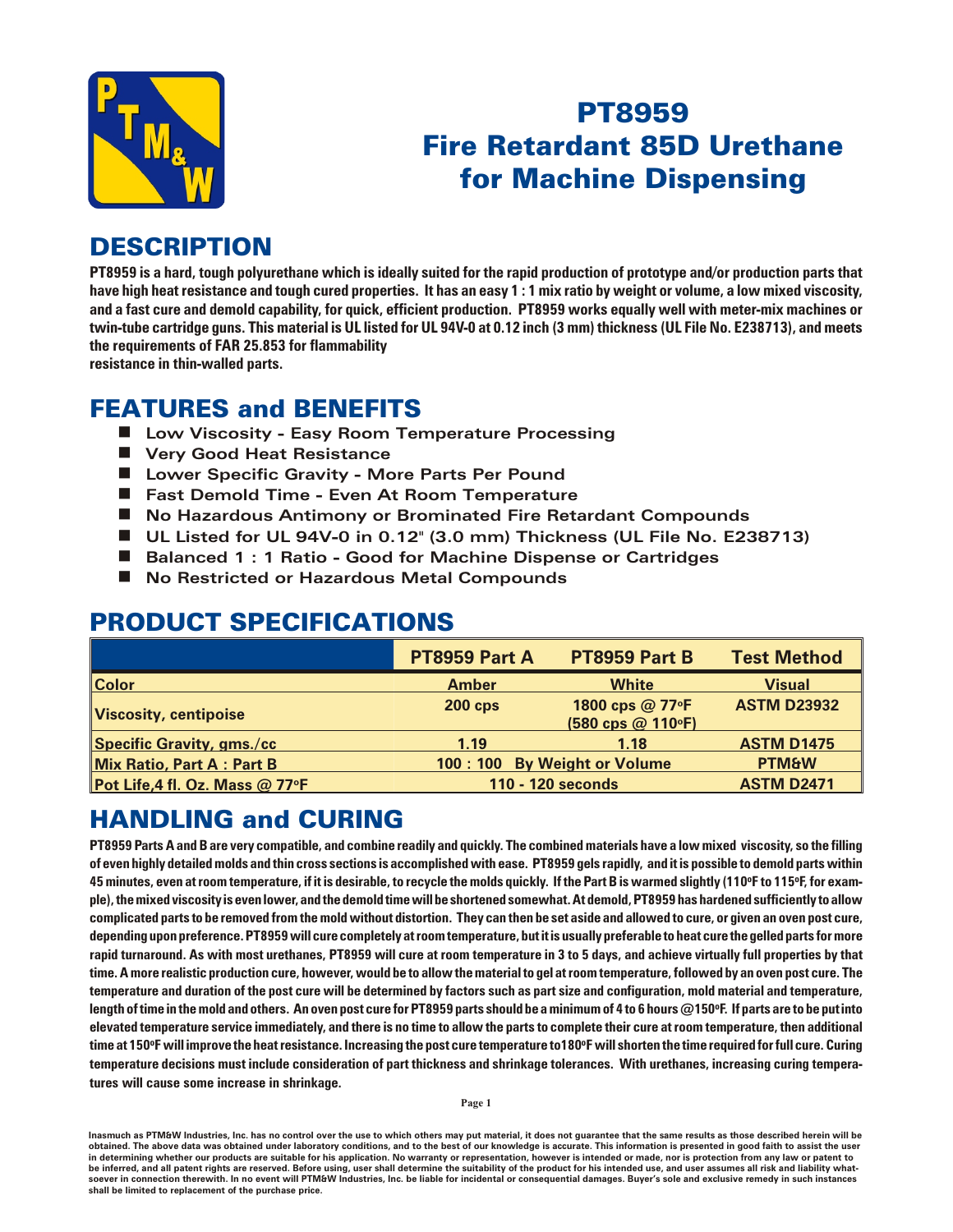# PT8959
# Fire Retardant 85D Urethane for Machine Dispensing

## DESCRIPTION

**PT8959 is a hard, tough polyurethane which is ideally suited for the rapid production of prototype and/or production parts that have high heat resistance and tough cured properties. It has an easy 1 : 1 mix ratio by weight or volume, a low mixed viscosity, and a fast cure and demold capability, for quick, efficient production. PT8959 works equally well with meter-mix machines or twin-tube cartridge guns. This material is UL listed for UL 94V-0 at 0.12 inch (3 mm) thickness (UL File No. E238713), and meets the requirements of FAR 25.853 for flammability resistance in thin-walled parts.**

## FEATURES and BENEFITS

- Low Viscosity - Easy Room Temperature Processing
- Very Good Heat Resistance
- Lower Specific Gravity - More Parts Per Pound
- Fast Demold Time - Even At Room Temperature
- No Hazardous Antimony or Brominated Fire Retardant Compounds
- UL Listed for UL 94V-0 in 0.12" (3.0 mm) Thickness (UL File No. E238713)
- Balanced 1 : 1 Ratio - Good for Machine Dispense or Cartridges
- No Restricted or Hazardous Metal Compounds

## PRODUCT SPECIFICATIONS

| | PT8959 Part A | PT8959 Part B | Test Method |
|---|---|---|---|
| Color | Amber | White | Visual |
| Viscosity, centipoise | 200 cps | 1800 cps @ 77°F (580 cps @ 110°F) | ASTM D23932 |
| Specific Gravity, gms./cc | 1.19 | 1.18 | ASTM D1475 |
| Mix Ratio, Part A : Part B | 100 : 100 By Weight or Volume | | PTM&W |
| Pot Life,4 fl. Oz. Mass @ 77°F | 110 - 120 seconds | | ASTM D2471 |

## HANDLING and CURING

**PT8959 Parts A and B are very compatible, and combine readily and quickly. The combined materials have a low mixed viscosity, so the filling of even highly detailed molds and thin cross sections is accomplished with ease. PT8959 gels rapidly, and it is possible to demold parts within 45 minutes, even at room temperature, if it is desirable, to recycle the molds quickly. If the Part B is warmed slightly (110°F to 115°F, for example), the mixed viscosity is even lower, and the demold time will be shortened somewhat. At demold, PT8959 has hardened sufficiently to allow complicated parts to be removed from the mold without distortion. They can then be set aside and allowed to cure, or given an oven post cure, depending upon preference. PT8959 will cure completely at room temperature, but it is usually preferable to heat cure the gelled parts for more rapid turnaround. As with most urethanes, PT8959 will cure at room temperature in 3 to 5 days, and achieve virtually full properties by that time. A more realistic production cure, however, would be to allow the material to gel at room temperature, followed by an oven post cure. The temperature and duration of the post cure will be determined by factors such as part size and configuration, mold material and temperature, length of time in the mold and others. An oven post cure for PT8959 parts should be a minimum of 4 to 6 hours @150°F. If parts are to be put into elevated temperature service immediately, and there is no time to allow the parts to complete their cure at room temperature, then additional time at 150°F will improve the heat resistance. Increasing the post cure temperature to 180°F will shorten the time required for full cure. Curing temperature decisions must include consideration of part thickness and shrinkage tolerances. With urethanes, increasing curing temperatures will cause some increase in shrinkage.**

**Inasmuch as PTM&W Industries, Inc. has no control over the use to which others may put material, it does not guarantee that the same results as those described herein will be obtained. The above data was obtained under laboratory conditions, and to the best of our knowledge is accurate. This information is presented in good faith to assist the user in determining whether our products are suitable for his application. No warranty or representation, however is intended or made, nor is protection from any law or patent to be inferred, and all patent rights are reserved. Before using, user shall determine the suitability of the product for his intended use, and user assumes all risk and liability whatsoever in connection therewith. In no event will PTM&W Industries, Inc. be liable for incidental or consequential damages. Buyer's sole and exclusive remedy in such instances shall be limited to replacement of the purchase price.**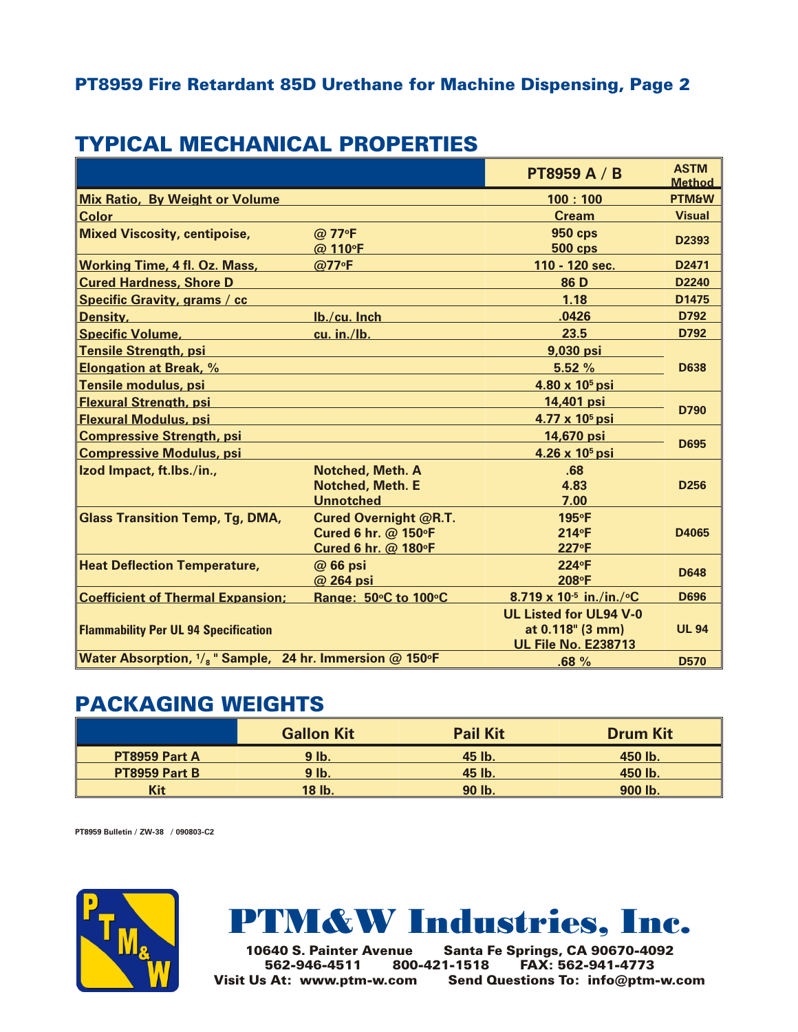## PT8959 Fire Retardant 85D Urethane for Machine Dispensing, Page 2

## TYPICAL MECHANICAL PROPERTIES

| | | PT8959 A / B | ASTM Method |
|---|---|---|---|
| Mix Ratio, By Weight or Volume | | 100 : 100 | PTM&W |
| Color | | Cream | Visual |
| Mixed Viscosity, centipoise, | @ 77°F<br>@ 110°F | 950 cps<br>500 cps | D2393 |
| Working Time, 4 fl. Oz. Mass, | @77°F | 110 - 120 sec. | D2471 |
| Cured Hardness, Shore D | | 86 D | D2240 |
| Specific Gravity, grams / cc | | 1.18 | D1475 |
| Density, | lb./cu. Inch | .0426 | D792 |
| Specific Volume, | cu. in./lb. | 23.5 | D792 |
| Tensile Strength, psi | | 9,030 psi | D638 |
| Elongation at Break, % | | 5.52 % | D638 |
| Tensile modulus, psi | | $4.80 \times 10^5$ psi | D638 |
| Flexural Strength, psi | | 14,401 psi | D790 |
| Flexural Modulus, psi | | $4.77 \times 10^5$ psi | D790 |
| Compressive Strength, psi | | 14,670 psi | D695 |
| Compressive Modulus, psi | | $4.26 \times 10^5$ psi | D695 |
| Izod Impact, ft.lbs./in., | Notched, Meth. A<br>Notched, Meth. E<br>Unnotched | .68<br>4.83<br>7.00 | D256 |
| Glass Transition Temp, Tg, DMA, | Cured Overnight @R.T.<br>Cured 6 hr. @ 150°F<br>Cured 6 hr. @ 180°F | 195°F<br>214°F<br>227°F | D4065 |
| Heat Deflection Temperature, | @ 66 psi<br>@ 264 psi | 224°F<br>208°F | D648 |
| Coefficient of Thermal Expansion; | Range: 50°C to 100°C | $8.719 \times 10^{-5}$ in./in./°C | D696 |
| Flammability Per UL 94 Specification | | UL Listed for UL94 V-0 at 0.118" (3 mm)<br>UL File No. E238713 | UL 94 |
| Water Absorption, 1/8 " Sample, | 24 hr. Immersion @ 150°F | .68 % | D570 |

## PACKAGING WEIGHTS

| | Gallon Kit | Pail Kit | Drum Kit |
|---|---|---|---|
| PT8959 Part A | 9 lb. | 45 lb. | 450 lb. |
| PT8959 Part B | 9 lb. | 45 lb. | 450 lb. |
| Kit | 18 lb. | 90 lb. | 900 lb. |

PT8959 Bulletin / ZW-38 / 090803-C2

**PTM&W Industries, Inc.**

10640 S. Painter Avenue Santa Fe Springs, CA 90670-4092
562-946-4511 800-421-1518 FAX: 562-941-4773
Visit Us At: www.ptm-w.com Send Questions To: info@ptm-w.com